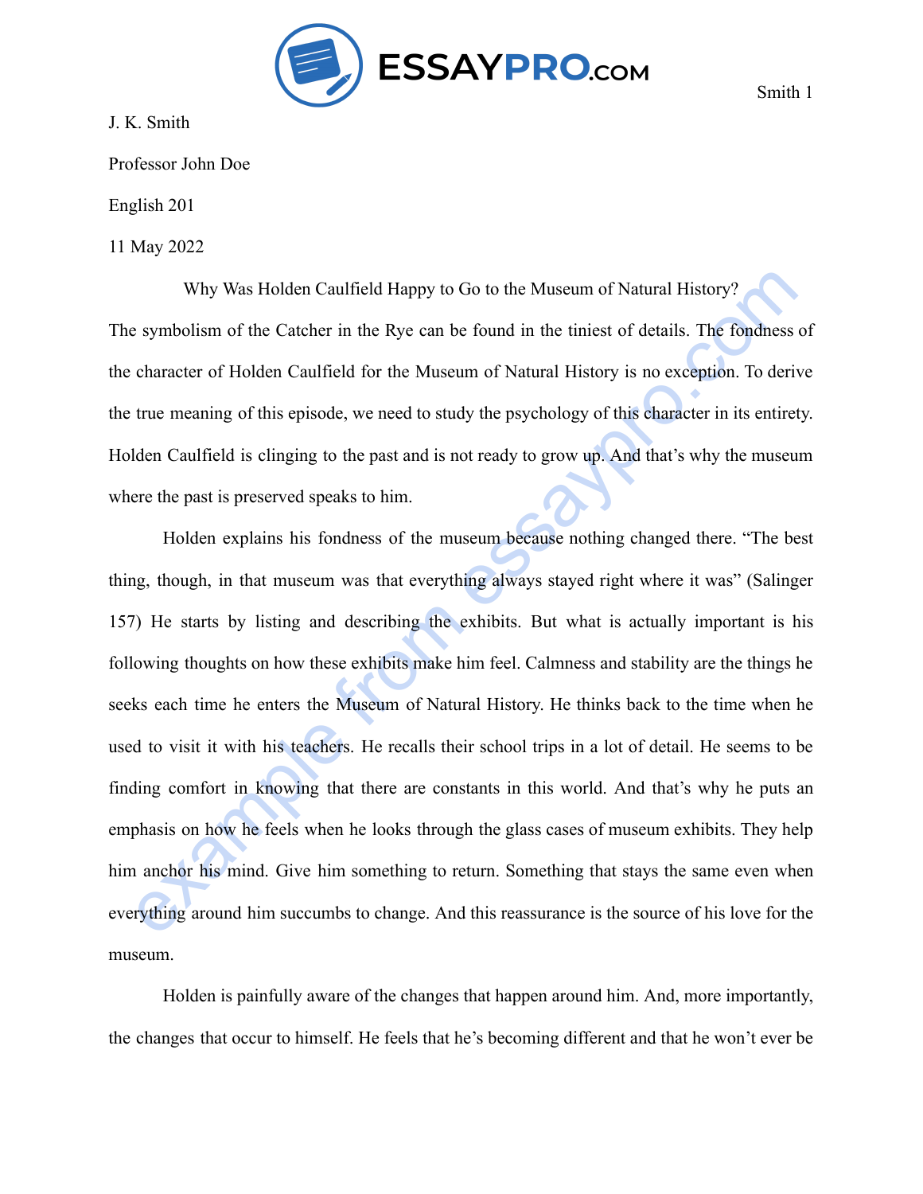J. K. Smith

Professor John Doe

English 201

11 May 2022

# Why Was Holden Caulfield Happy to Go to the Museum of Natural History?

The symbolism of the Catcher in the Rye can be found in the tiniest of details. The fondness of the character of Holden Caulfield for the Museum of Natural History is no exception. To derive the true meaning of this episode, we need to study the psychology of this character in its entirety. Holden Caulfield is clinging to the past and is not ready to grow up. And that's why the museum where the past is preserved speaks to him.

Holden explains his fondness of the museum because nothing changed there. "The best thing, though, in that museum was that everything always stayed right where it was" (Salinger 157) He starts by listing and describing the exhibits. But what is actually important is his following thoughts on how these exhibits make him feel. Calmness and stability are the things he seeks each time he enters the Museum of Natural History. He thinks back to the time when he used to visit it with his teachers. He recalls their school trips in a lot of detail. He seems to be finding comfort in knowing that there are constants in this world. And that's why he puts an emphasis on how he feels when he looks through the glass cases of museum exhibits. They help him anchor his mind. Give him something to return. Something that stays the same even when everything around him succumbs to change. And this reassurance is the source of his love for the museum.

Holden is painfully aware of the changes that happen around him. And, more importantly, the changes that occur to himself. He feels that he's becoming different and that he won't ever be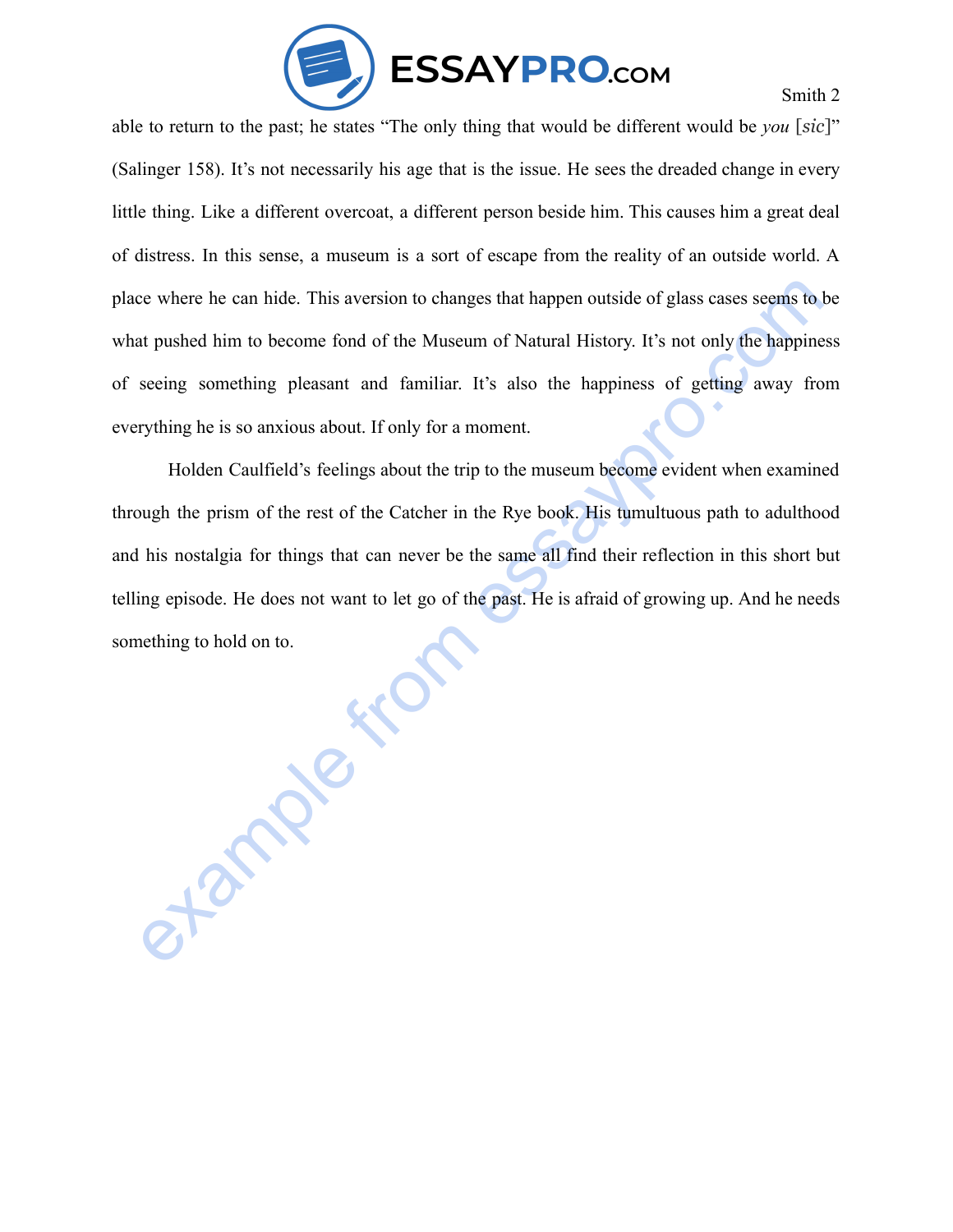able to return to the past; he states "The only thing that would be different would be *you* [*sic*]" (Salinger 158). It's not necessarily his age that is the issue. He sees the dreaded change in every little thing. Like a different overcoat, a different person beside him. This causes him a great deal of distress. In this sense, a museum is a sort of escape from the reality of an outside world. A place where he can hide. This aversion to changes that happen outside of glass cases seems to be what pushed him to become fond of the Museum of Natural History. It's not only the happiness of seeing something pleasant and familiar. It's also the happiness of getting away from everything he is so anxious about. If only for a moment.

Holden Caulfield's feelings about the trip to the museum become evident when examined through the prism of the rest of the Catcher in the Rye book. His tumultuous path to adulthood and his nostalgia for things that can never be the same all find their reflection in this short but telling episode. He does not want to let go of the past. He is afraid of growing up. And he needs something to hold on to.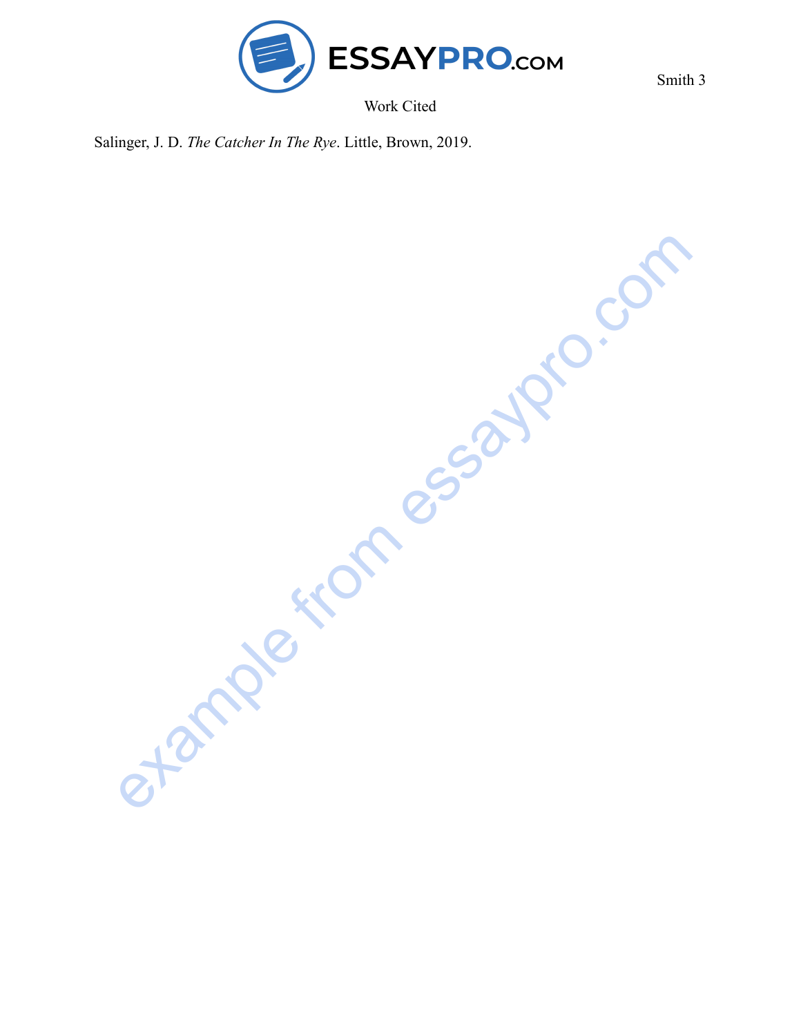# Work Cited

Salinger, J. D. *The Catcher In The Rye*. Little, Brown, 2019.